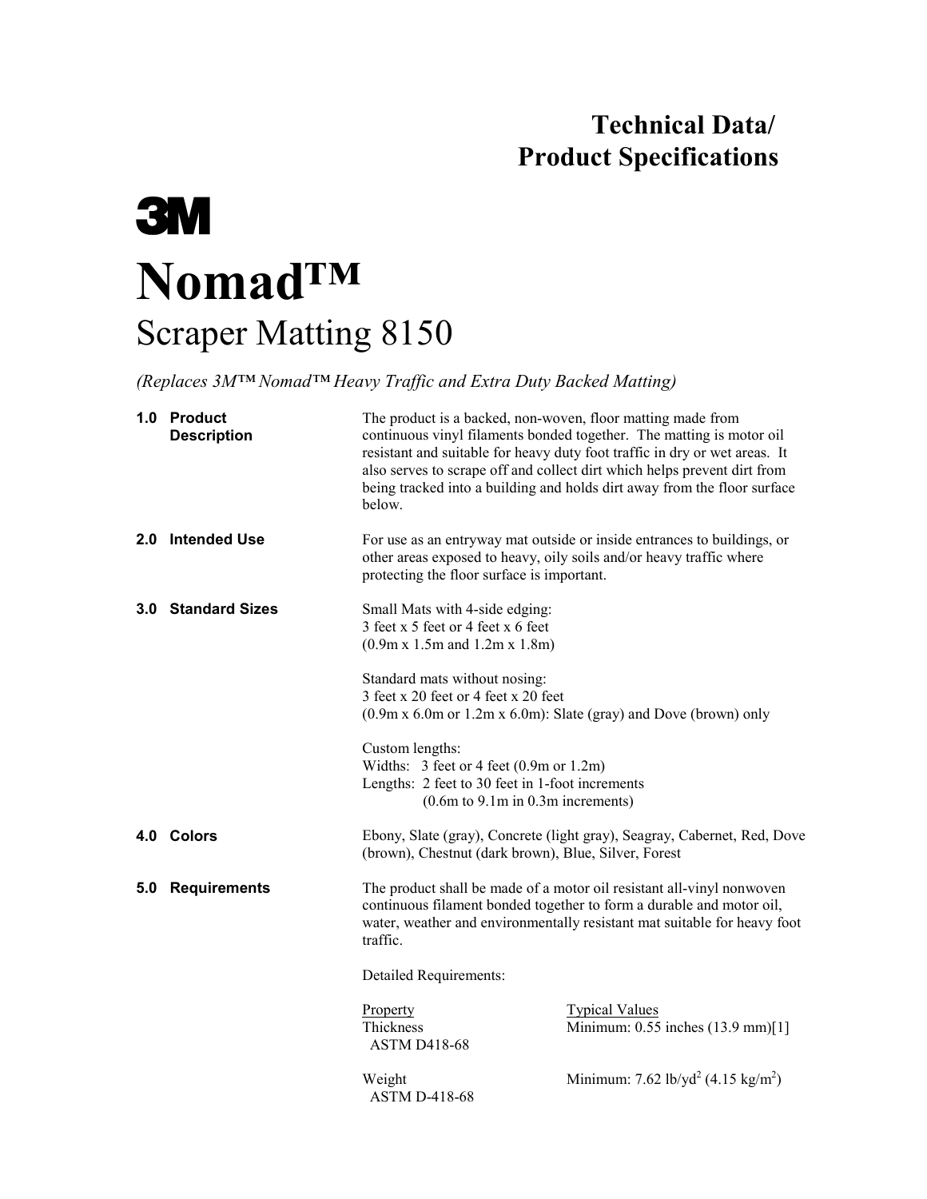**Technical Data/
Product Specifications**

**3M**

# Nomad™

## Scraper Matting 8150

*(Replaces 3M™ Nomad™ Heavy Traffic and Extra Duty Backed Matting)*

**1.0 Product Description**

The product is a backed, non-woven, floor matting made from continuous vinyl filaments bonded together. The matting is motor oil resistant and suitable for heavy duty foot traffic in dry or wet areas. It also serves to scrape off and collect dirt which helps prevent dirt from being tracked into a building and holds dirt away from the floor surface below.

**2.0 Intended Use**

For use as an entryway mat outside or inside entrances to buildings, or other areas exposed to heavy, oily soils and/or heavy traffic where protecting the floor surface is important.

**3.0 Standard Sizes**

Small Mats with 4-side edging:
3 feet x 5 feet or 4 feet x 6 feet
(0.9m x 1.5m and 1.2m x 1.8m)

Standard mats without nosing:
3 feet x 20 feet or 4 feet x 20 feet
(0.9m x 6.0m or 1.2m x 6.0m): Slate (gray) and Dove (brown) only

Custom lengths:
Widths: 3 feet or 4 feet (0.9m or 1.2m)
Lengths: 2 feet to 30 feet in 1-foot increments
(0.6m to 9.1m in 0.3m increments)

**4.0 Colors**

Ebony, Slate (gray), Concrete (light gray), Seagray, Cabernet, Red, Dove (brown), Chestnut (dark brown), Blue, Silver, Forest

**5.0 Requirements**

The product shall be made of a motor oil resistant all-vinyl nonwoven continuous filament bonded together to form a durable and motor oil, water, weather and environmentally resistant mat suitable for heavy foot traffic.

Detailed Requirements:

| Property | Typical Values |
|---|---|
| Thickness<br>ASTM D418-68 | Minimum: 0.55 inches (13.9 mm)[1] |
| Weight<br>ASTM D-418-68 | Minimum: 7.62 lb/yd$^2$ (4.15 kg/m$^2$) |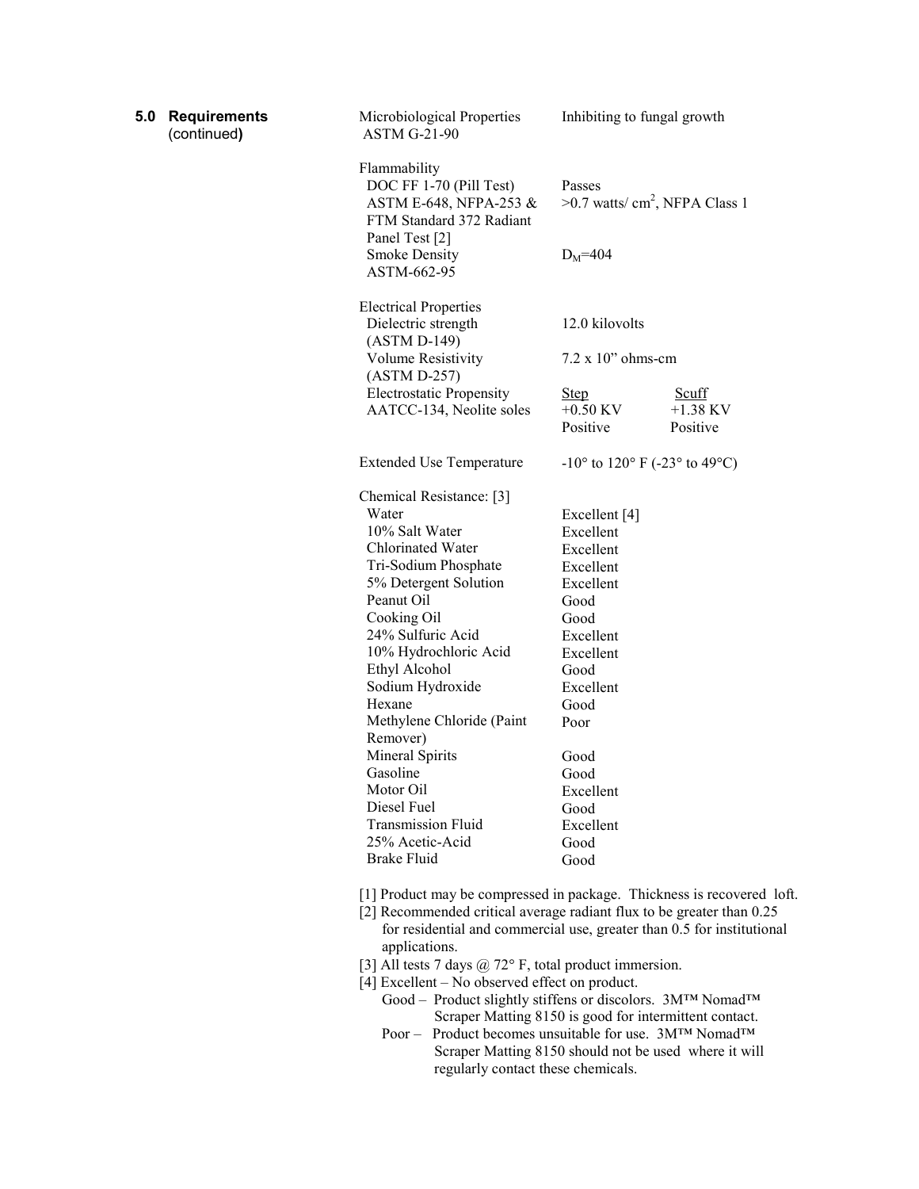## 5.0 Requirements (continued)

| Property | Value | |
|---|---|---|
| Microbiological Properties ASTM G-21-90 | Inhibiting to fungal growth | |
| **Flammability** | | |
| DOC FF 1-70 (Pill Test) | Passes | |
| ASTM E-648, NFPA-253 & FTM Standard 372 Radiant Panel Test [2] | >0.7 watts/ $cm^2$, NFPA Class 1 | |
| Smoke Density ASTM-662-95 | $D_M$=404 | |
| **Electrical Properties** | | |
| Dielectric strength (ASTM D-149) | 12.0 kilovolts | |
| Volume Resistivity (ASTM D-257) | 7.2 x 10" ohms-cm | |
| Electrostatic Propensity AATCC-134, Neolite soles | <u>Step</u> +0.50 KV Positive | <u>Scuff</u> +1.38 KV Positive |
| Extended Use Temperature | -10° to 120° F (-23° to 49°C) | |
| **Chemical Resistance: [3]** | | |
| Water | Excellent [4] | |
| 10% Salt Water | Excellent | |
| Chlorinated Water | Excellent | |
| Tri-Sodium Phosphate | Excellent | |
| 5% Detergent Solution | Excellent | |
| Peanut Oil | Good | |
| Cooking Oil | Good | |
| 24% Sulfuric Acid | Excellent | |
| 10% Hydrochloric Acid | Excellent | |
| Ethyl Alcohol | Good | |
| Sodium Hydroxide | Excellent | |
| Hexane | Good | |
| Methylene Chloride (Paint Remover) | Poor | |
| Mineral Spirits | Good | |
| Gasoline | Good | |
| Motor Oil | Excellent | |
| Diesel Fuel | Good | |
| Transmission Fluid | Excellent | |
| 25% Acetic-Acid | Good | |
| Brake Fluid | Good | |

[1] Product may be compressed in package. Thickness is recovered loft.

[2] Recommended critical average radiant flux to be greater than 0.25 for residential and commercial use, greater than 0.5 for institutional applications.

[3] All tests 7 days @ 72° F, total product immersion.

[4] Excellent – No observed effect on product.
Good – Product slightly stiffens or discolors. 3M™ Nomad™ Scraper Matting 8150 is good for intermittent contact.
Poor – Product becomes unsuitable for use. 3M™ Nomad™ Scraper Matting 8150 should not be used where it will regularly contact these chemicals.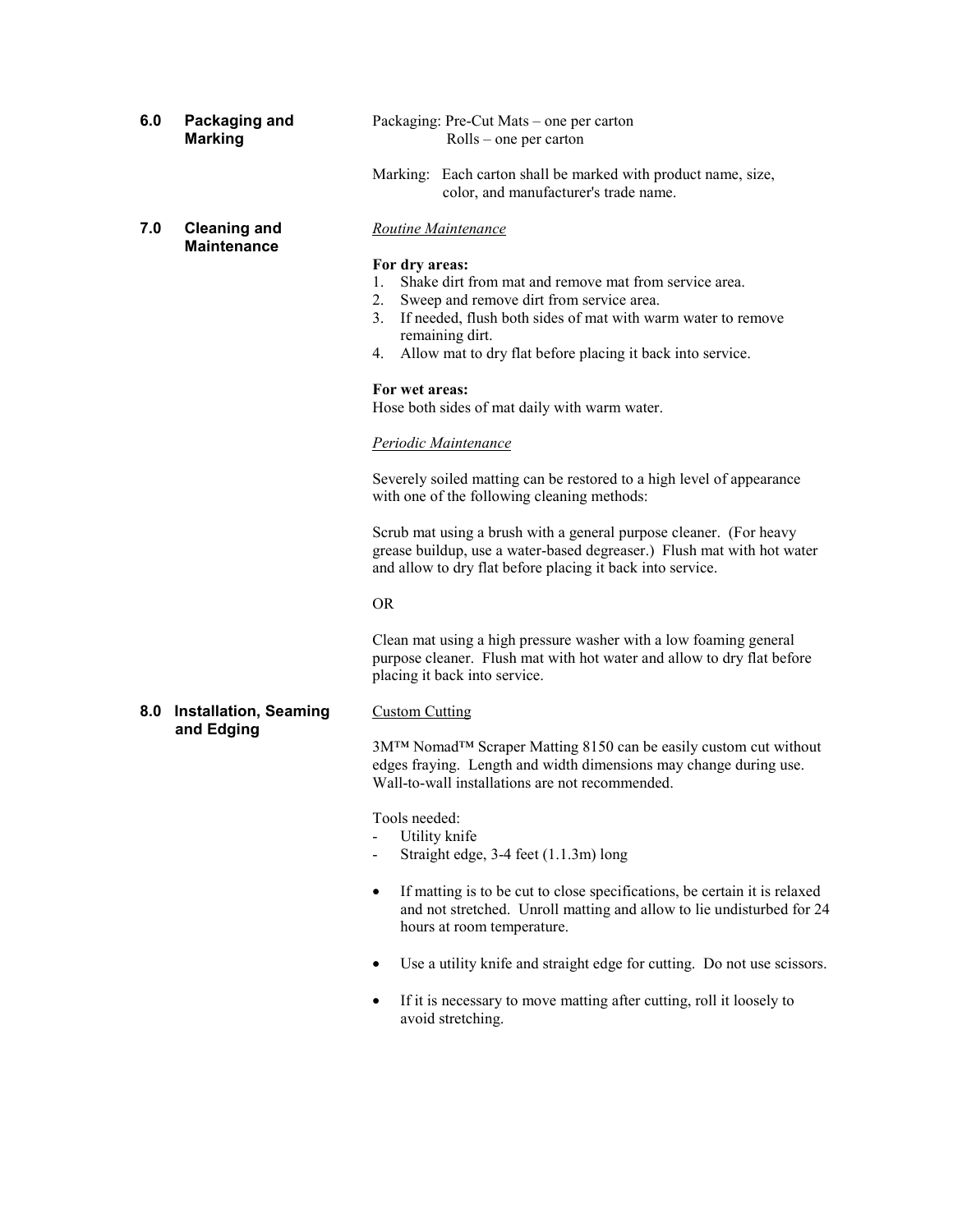## 6.0 Packaging and Marking

Packaging: Pre-Cut Mats – one per carton
Rolls – one per carton

Marking: Each carton shall be marked with product name, size, color, and manufacturer's trade name.

## 7.0 Cleaning and Maintenance

*Routine Maintenance*

**For dry areas:**

1. Shake dirt from mat and remove mat from service area.
2. Sweep and remove dirt from service area.
3. If needed, flush both sides of mat with warm water to remove remaining dirt.
4. Allow mat to dry flat before placing it back into service.

**For wet areas:**
Hose both sides of mat daily with warm water.

*Periodic Maintenance*

Severely soiled matting can be restored to a high level of appearance with one of the following cleaning methods:

Scrub mat using a brush with a general purpose cleaner. (For heavy grease buildup, use a water-based degreaser.) Flush mat with hot water and allow to dry flat before placing it back into service.

OR

Clean mat using a high pressure washer with a low foaming general purpose cleaner. Flush mat with hot water and allow to dry flat before placing it back into service.

## 8.0 Installation, Seaming and Edging

Custom Cutting

3M™ Nomad™ Scraper Matting 8150 can be easily custom cut without edges fraying. Length and width dimensions may change during use. Wall-to-wall installations are not recommended.

Tools needed:

- Utility knife
- Straight edge, 3-4 feet (1.1.3m) long

- If matting is to be cut to close specifications, be certain it is relaxed and not stretched. Unroll matting and allow to lie undisturbed for 24 hours at room temperature.
- Use a utility knife and straight edge for cutting. Do not use scissors.
- If it is necessary to move matting after cutting, roll it loosely to avoid stretching.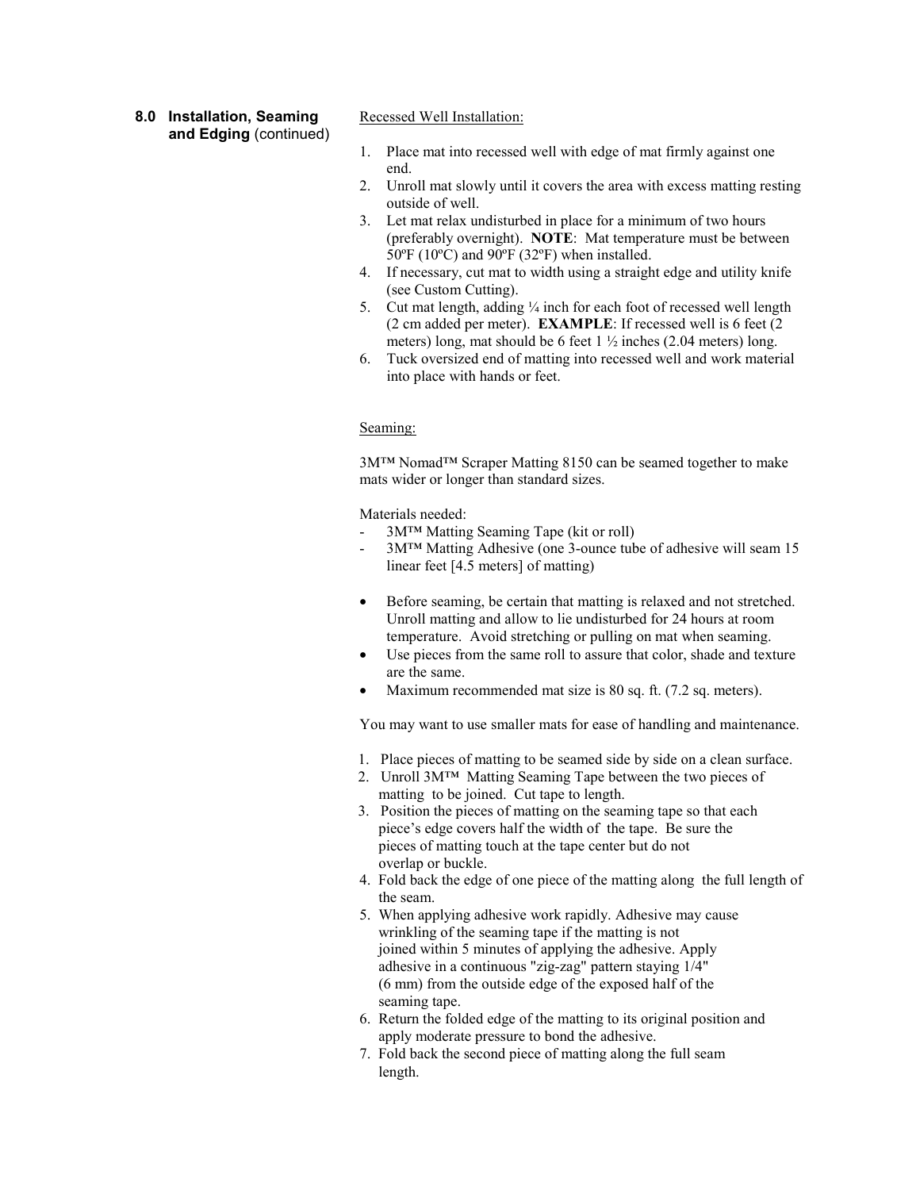## 8.0 Installation, Seaming and Edging (continued)

Recessed Well Installation:

1. Place mat into recessed well with edge of mat firmly against one end.
2. Unroll mat slowly until it covers the area with excess matting resting outside of well.
3. Let mat relax undisturbed in place for a minimum of two hours (preferably overnight). **NOTE**: Mat temperature must be between 50ºF (10ºC) and 90ºF (32ºF) when installed.
4. If necessary, cut mat to width using a straight edge and utility knife (see Custom Cutting).
5. Cut mat length, adding ¼ inch for each foot of recessed well length (2 cm added per meter). **EXAMPLE**: If recessed well is 6 feet (2 meters) long, mat should be 6 feet 1 ½ inches (2.04 meters) long.
6. Tuck oversized end of matting into recessed well and work material into place with hands or feet.

Seaming:

3M™ Nomad™ Scraper Matting 8150 can be seamed together to make mats wider or longer than standard sizes.

Materials needed:

- 3M™ Matting Seaming Tape (kit or roll)
- 3M™ Matting Adhesive (one 3-ounce tube of adhesive will seam 15 linear feet [4.5 meters] of matting)

- Before seaming, be certain that matting is relaxed and not stretched. Unroll matting and allow to lie undisturbed for 24 hours at room temperature. Avoid stretching or pulling on mat when seaming.
- Use pieces from the same roll to assure that color, shade and texture are the same.
- Maximum recommended mat size is 80 sq. ft. (7.2 sq. meters).

You may want to use smaller mats for ease of handling and maintenance.

1. Place pieces of matting to be seamed side by side on a clean surface.
2. Unroll 3M™ Matting Seaming Tape between the two pieces of matting to be joined. Cut tape to length.
3. Position the pieces of matting on the seaming tape so that each piece's edge covers half the width of the tape. Be sure the pieces of matting touch at the tape center but do not overlap or buckle.
4. Fold back the edge of one piece of the matting along the full length of the seam.
5. When applying adhesive work rapidly. Adhesive may cause wrinkling of the seaming tape if the matting is not joined within 5 minutes of applying the adhesive. Apply adhesive in a continuous "zig-zag" pattern staying 1/4" (6 mm) from the outside edge of the exposed half of the seaming tape.
6. Return the folded edge of the matting to its original position and apply moderate pressure to bond the adhesive.
7. Fold back the second piece of matting along the full seam length.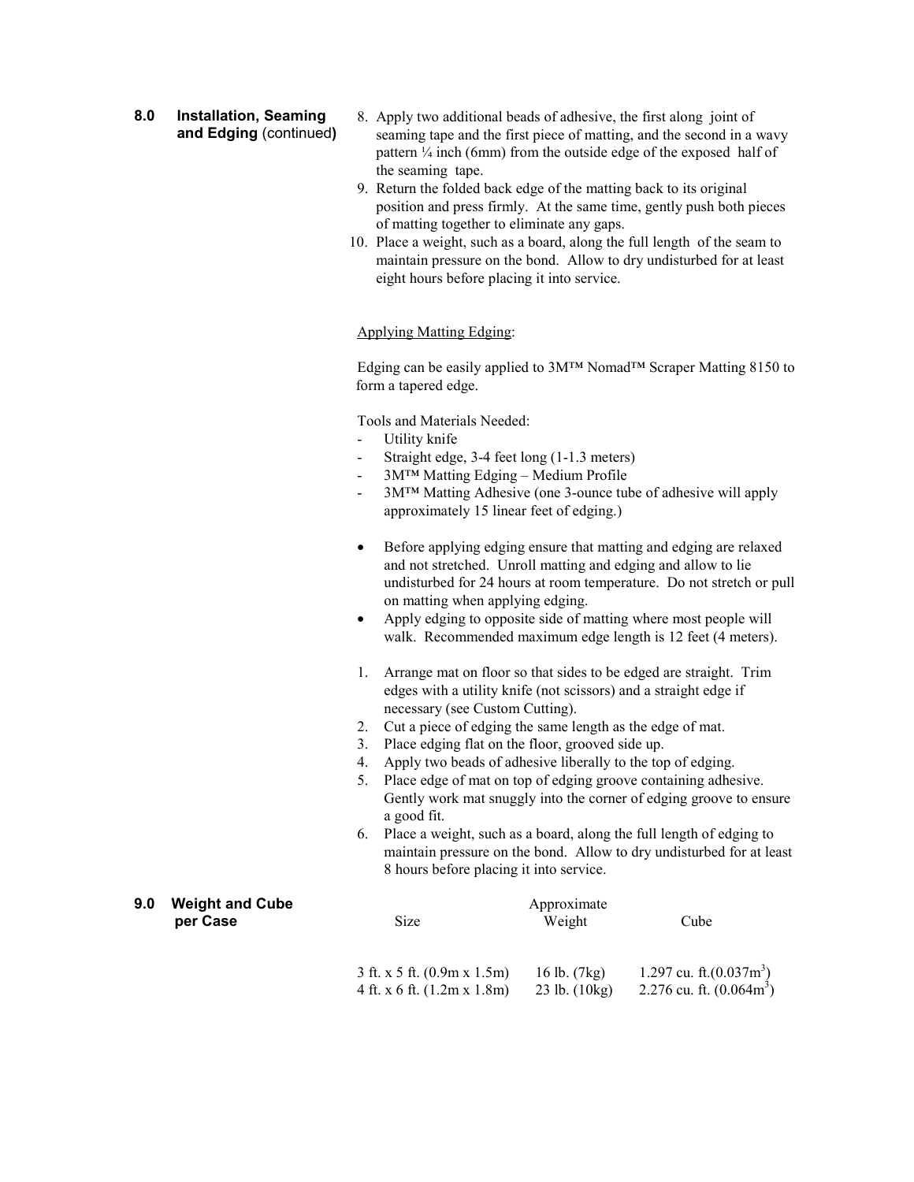## 8.0 Installation, Seaming and Edging (continued)

8. Apply two additional beads of adhesive, the first along joint of seaming tape and the first piece of matting, and the second in a wavy pattern ¼ inch (6mm) from the outside edge of the exposed half of the seaming tape.
9. Return the folded back edge of the matting back to its original position and press firmly. At the same time, gently push both pieces of matting together to eliminate any gaps.
10. Place a weight, such as a board, along the full length of the seam to maintain pressure on the bond. Allow to dry undisturbed for at least eight hours before placing it into service.

Applying Matting Edging:

Edging can be easily applied to 3M™ Nomad™ Scraper Matting 8150 to form a tapered edge.

Tools and Materials Needed:

- Utility knife
- Straight edge, 3-4 feet long (1-1.3 meters)
- 3M™ Matting Edging – Medium Profile
- 3M™ Matting Adhesive (one 3-ounce tube of adhesive will apply approximately 15 linear feet of edging.)

- Before applying edging ensure that matting and edging are relaxed and not stretched. Unroll matting and edging and allow to lie undisturbed for 24 hours at room temperature. Do not stretch or pull on matting when applying edging.
- Apply edging to opposite side of matting where most people will walk. Recommended maximum edge length is 12 feet (4 meters).

1. Arrange mat on floor so that sides to be edged are straight. Trim edges with a utility knife (not scissors) and a straight edge if necessary (see Custom Cutting).
2. Cut a piece of edging the same length as the edge of mat.
3. Place edging flat on the floor, grooved side up.
4. Apply two beads of adhesive liberally to the top of edging.
5. Place edge of mat on top of edging groove containing adhesive. Gently work mat snuggly into the corner of edging groove to ensure a good fit.
6. Place a weight, such as a board, along the full length of edging to maintain pressure on the bond. Allow to dry undisturbed for at least 8 hours before placing it into service.

## 9.0 Weight and Cube per Case

| Size | Approximate Weight | Cube |
|---|---|---|
| 3 ft. x 5 ft. (0.9m x 1.5m) | 16 lb. (7kg) | 1.297 cu. ft.(0.037m$^3$) |
| 4 ft. x 6 ft. (1.2m x 1.8m) | 23 lb. (10kg) | 2.276 cu. ft. (0.064m$^3$) |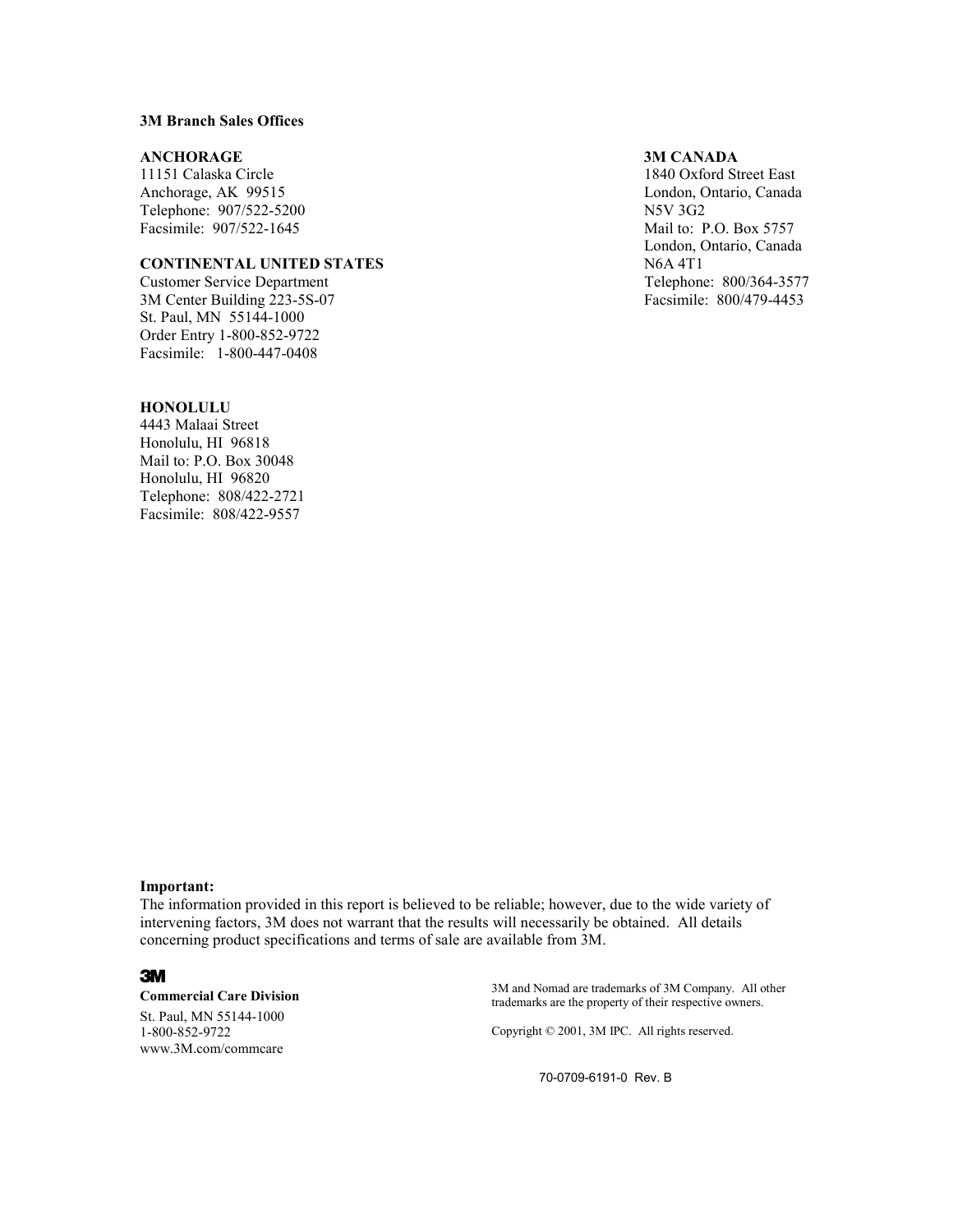**3M Branch Sales Offices**

**ANCHORAGE**
11151 Calaska Circle
Anchorage, AK 99515
Telephone: 907/522-5200
Facsimile: 907/522-1645

**CONTINENTAL UNITED STATES**
Customer Service Department
3M Center Building 223-5S-07
St. Paul, MN 55144-1000
Order Entry 1-800-852-9722
Facsimile: 1-800-447-0408

**HONOLULU**
4443 Malaai Street
Honolulu, HI 96818
Mail to: P.O. Box 30048
Honolulu, HI 96820
Telephone: 808/422-2721
Facsimile: 808/422-9557

**3M CANADA**
1840 Oxford Street East
London, Ontario, Canada
N5V 3G2
Mail to: P.O. Box 5757
London, Ontario, Canada
N6A 4T1
Telephone: 800/364-3577
Facsimile: 800/479-4453

**Important:**
The information provided in this report is believed to be reliable; however, due to the wide variety of intervening factors, 3M does not warrant that the results will necessarily be obtained. All details concerning product specifications and terms of sale are available from 3M.

**3M**

**Commercial Care Division**
St. Paul, MN 55144-1000
1-800-852-9722
www.3M.com/commcare

3M and Nomad are trademarks of 3M Company. All other trademarks are the property of their respective owners.

Copyright © 2001, 3M IPC. All rights reserved.

70-0709-6191-0 Rev. B